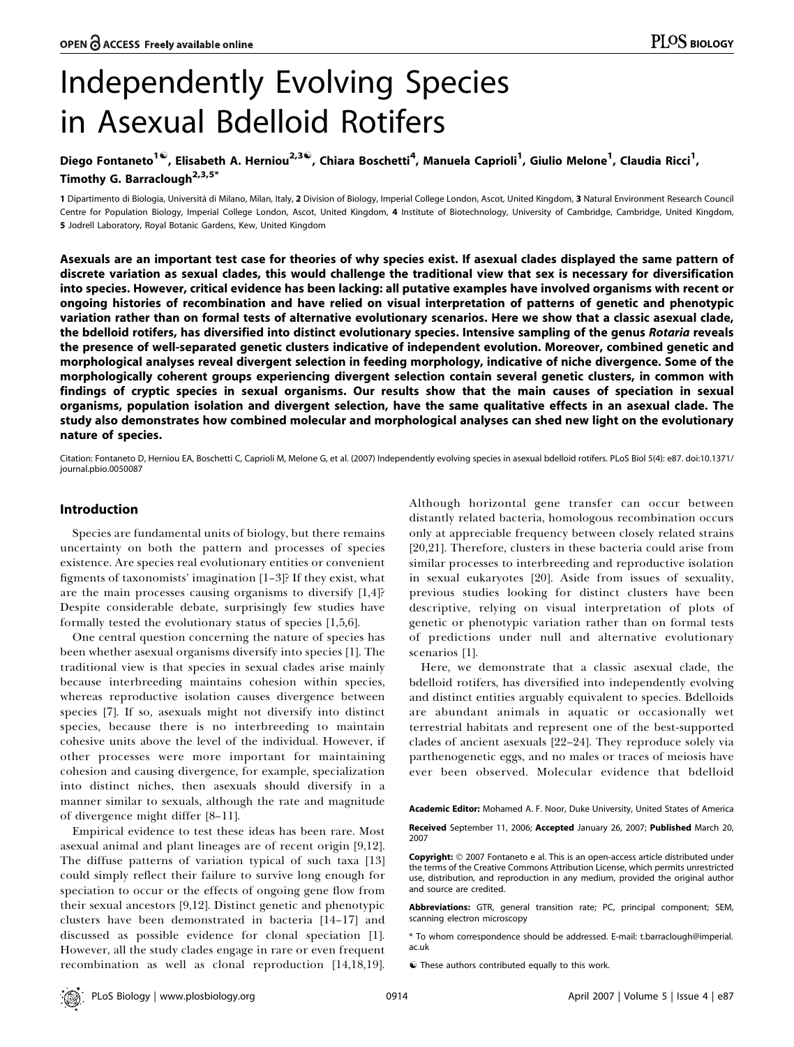# Independently Evolving Species in Asexual Bdelloid Rotifers

Diego Fontaneto[1☯], Elisabeth A. Herniou[2,3☯], Chiara Boschetti[4], Manuela Caprioli[1], Giulio Melone[1], Claudia Ricci[1], Timothy G. Barraclough[2,3,5*]

1 Dipartimento di Biologia, Università di Milano, Milan, Italy, 2 Division of Biology, Imperial College London, Ascot, United Kingdom, 3 Natural Environment Research Council Centre for Population Biology, Imperial College London, Ascot, United Kingdom, 4 Institute of Biotechnology, University of Cambridge, Cambridge, United Kingdom, 5 Jodrell Laboratory, Royal Botanic Gardens, Kew, United Kingdom

**Asexuals are an important test case for theories of why species exist. If asexual clades displayed the same pattern of discrete variation as sexual clades, this would challenge the traditional view that sex is necessary for diversification into species. However, critical evidence has been lacking: all putative examples have involved organisms with recent or ongoing histories of recombination and have relied on visual interpretation of patterns of genetic and phenotypic variation rather than on formal tests of alternative evolutionary scenarios. Here we show that a classic asexual clade, the bdelloid rotifers, has diversified into distinct evolutionary species. Intensive sampling of the genus *Rotaria* reveals the presence of well-separated genetic clusters indicative of independent evolution. Moreover, combined genetic and morphological analyses reveal divergent selection in feeding morphology, indicative of niche divergence. Some of the morphologically coherent groups experiencing divergent selection contain several genetic clusters, in common with findings of cryptic species in sexual organisms. Our results show that the main causes of speciation in sexual organisms, population isolation and divergent selection, have the same qualitative effects in an asexual clade. The study also demonstrates how combined molecular and morphological analyses can shed new light on the evolutionary nature of species.**

Citation: Fontaneto D, Herniou EA, Boschetti C, Caprioli M, Melone G, et al. (2007) Independently evolving species in asexual bdelloid rotifers. PLoS Biol 5(4): e87. doi:10.1371/journal.pbio.0050087

## Introduction

Species are fundamental units of biology, but there remains uncertainty on both the pattern and processes of species existence. Are species real evolutionary entities or convenient figments of taxonomists' imagination [1–3]? If they exist, what are the main processes causing organisms to diversify [1,4]? Despite considerable debate, surprisingly few studies have formally tested the evolutionary status of species [1,5,6].

One central question concerning the nature of species has been whether asexual organisms diversify into species [1]. The traditional view is that species in sexual clades arise mainly because interbreeding maintains cohesion within species, whereas reproductive isolation causes divergence between species [7]. If so, asexuals might not diversify into distinct species, because there is no interbreeding to maintain cohesive units above the level of the individual. However, if other processes were more important for maintaining cohesion and causing divergence, for example, specialization into distinct niches, then asexuals should diversify in a manner similar to sexuals, although the rate and magnitude of divergence might differ [8–11].

Empirical evidence to test these ideas has been rare. Most asexual animal and plant lineages are of recent origin [9,12]. The diffuse patterns of variation typical of such taxa [13] could simply reflect their failure to survive long enough for speciation to occur or the effects of ongoing gene flow from their sexual ancestors [9,12]. Distinct genetic and phenotypic clusters have been demonstrated in bacteria [14–17] and discussed as possible evidence for clonal speciation [1]. However, all the study clades engage in rare or even frequent recombination as well as clonal reproduction [14,18,19]. Although horizontal gene transfer can occur between distantly related bacteria, homologous recombination occurs only at appreciable frequency between closely related strains [20,21]. Therefore, clusters in these bacteria could arise from similar processes to interbreeding and reproductive isolation in sexual eukaryotes [20]. Aside from issues of sexuality, previous studies looking for distinct clusters have been descriptive, relying on visual interpretation of plots of genetic or phenotypic variation rather than on formal tests of predictions under null and alternative evolutionary scenarios [1].

Here, we demonstrate that a classic asexual clade, the bdelloid rotifers, has diversified into independently evolving and distinct entities arguably equivalent to species. Bdelloids are abundant animals in aquatic or occasionally wet terrestrial habitats and represent one of the best-supported clades of ancient asexuals [22–24]. They reproduce solely via parthenogenetic eggs, and no males or traces of meiosis have ever been observed. Molecular evidence that bdelloid

Academic Editor: Mohamed A. F. Noor, Duke University, United States of America

Received September 11, 2006; Accepted January 26, 2007; Published March 20, 2007

Copyright: © 2007 Fontaneto e al. This is an open-access article distributed under the terms of the Creative Commons Attribution License, which permits unrestricted use, distribution, and reproduction in any medium, provided the original author and source are credited.

Abbreviations: GTR, general transition rate; PC, principal component; SEM, scanning electron microscopy

\* To whom correspondence should be addressed. E-mail: t.barraclough@imperial.ac.uk

☯ These authors contributed equally to this work.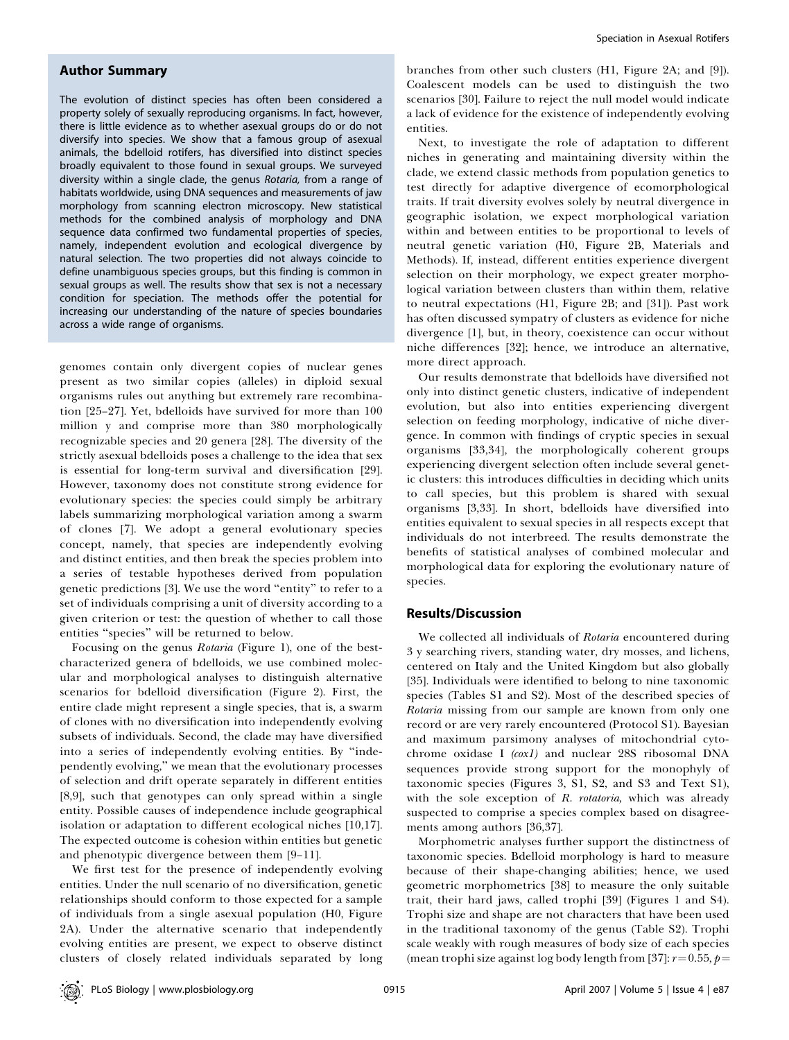## Author Summary

The evolution of distinct species has often been considered a property solely of sexually reproducing organisms. In fact, however, there is little evidence as to whether asexual groups do or do not diversify into species. We show that a famous group of asexual animals, the bdelloid rotifers, has diversified into distinct species broadly equivalent to those found in sexual groups. We surveyed diversity within a single clade, the genus *Rotaria,* from a range of habitats worldwide, using DNA sequences and measurements of jaw morphology from scanning electron microscopy. New statistical methods for the combined analysis of morphology and DNA sequence data confirmed two fundamental properties of species, namely, independent evolution and ecological divergence by natural selection. The two properties did not always coincide to define unambiguous species groups, but this finding is common in sexual groups as well. The results show that sex is not a necessary condition for speciation. The methods offer the potential for increasing our understanding of the nature of species boundaries across a wide range of organisms.

genomes contain only divergent copies of nuclear genes present as two similar copies (alleles) in diploid sexual organisms rules out anything but extremely rare recombination [25–27]. Yet, bdelloids have survived for more than 100 million y and comprise more than 380 morphologically recognizable species and 20 genera [28]. The diversity of the strictly asexual bdelloids poses a challenge to the idea that sex is essential for long-term survival and diversification [29]. However, taxonomy does not constitute strong evidence for evolutionary species: the species could simply be arbitrary labels summarizing morphological variation among a swarm of clones [7]. We adopt a general evolutionary species concept, namely, that species are independently evolving and distinct entities, and then break the species problem into a series of testable hypotheses derived from population genetic predictions [3]. We use the word "entity" to refer to a set of individuals comprising a unit of diversity according to a given criterion or test: the question of whether to call those entities "species" will be returned to below.

Focusing on the genus *Rotaria* (Figure 1), one of the best-characterized genera of bdelloids, we use combined molecular and morphological analyses to distinguish alternative scenarios for bdelloid diversification (Figure 2). First, the entire clade might represent a single species, that is, a swarm of clones with no diversification into independently evolving subsets of individuals. Second, the clade may have diversified into a series of independently evolving entities. By "independently evolving," we mean that the evolutionary processes of selection and drift operate separately in different entities [8,9], such that genotypes can only spread within a single entity. Possible causes of independence include geographical isolation or adaptation to different ecological niches [10,17]. The expected outcome is cohesion within entities but genetic and phenotypic divergence between them [9–11].

We first test for the presence of independently evolving entities. Under the null scenario of no diversification, genetic relationships should conform to those expected for a sample of individuals from a single asexual population (H0, Figure 2A). Under the alternative scenario that independently evolving entities are present, we expect to observe distinct clusters of closely related individuals separated by long branches from other such clusters (H1, Figure 2A; and [9]). Coalescent models can be used to distinguish the two scenarios [30]. Failure to reject the null model would indicate a lack of evidence for the existence of independently evolving entities.

Next, to investigate the role of adaptation to different niches in generating and maintaining diversity within the clade, we extend classic methods from population genetics to test directly for adaptive divergence of ecomorphological traits. If trait diversity evolves solely by neutral divergence in geographic isolation, we expect morphological variation within and between entities to be proportional to levels of neutral genetic variation (H0, Figure 2B, Materials and Methods). If, instead, different entities experience divergent selection on their morphology, we expect greater morphological variation between clusters than within them, relative to neutral expectations (H1, Figure 2B; and [31]). Past work has often discussed sympatry of clusters as evidence for niche divergence [1], but, in theory, coexistence can occur without niche differences [32]; hence, we introduce an alternative, more direct approach.

Our results demonstrate that bdelloids have diversified not only into distinct genetic clusters, indicative of independent evolution, but also into entities experiencing divergent selection on feeding morphology, indicative of niche divergence. In common with findings of cryptic species in sexual organisms [33,34], the morphologically coherent groups experiencing divergent selection often include several genetic clusters: this introduces difficulties in deciding which units to call species, but this problem is shared with sexual organisms [3,33]. In short, bdelloids have diversified into entities equivalent to sexual species in all respects except that individuals do not interbreed. The results demonstrate the benefits of statistical analyses of combined molecular and morphological data for exploring the evolutionary nature of species.

## Results/Discussion

We collected all individuals of *Rotaria* encountered during 3 y searching rivers, standing water, dry mosses, and lichens, centered on Italy and the United Kingdom but also globally [35]. Individuals were identified to belong to nine taxonomic species (Tables S1 and S2). Most of the described species of *Rotaria* missing from our sample are known from only one record or are very rarely encountered (Protocol S1). Bayesian and maximum parsimony analyses of mitochondrial cytochrome oxidase I *(cox1)* and nuclear 28S ribosomal DNA sequences provide strong support for the monophyly of taxonomic species (Figures 3, S1, S2, and S3 and Text S1), with the sole exception of *R. rotatoria,* which was already suspected to comprise a species complex based on disagreements among authors [36,37].

Morphometric analyses further support the distinctness of taxonomic species. Bdelloid morphology is hard to measure because of their shape-changing abilities; hence, we used geometric morphometrics [38] to measure the only suitable trait, their hard jaws, called trophi [39] (Figures 1 and S4). Trophi size and shape are not characters that have been used in the traditional taxonomy of the genus (Table S2). Trophi scale weakly with rough measures of body size of each species (mean trophi size against log body length from [37]: $r = 0.55$, $p =$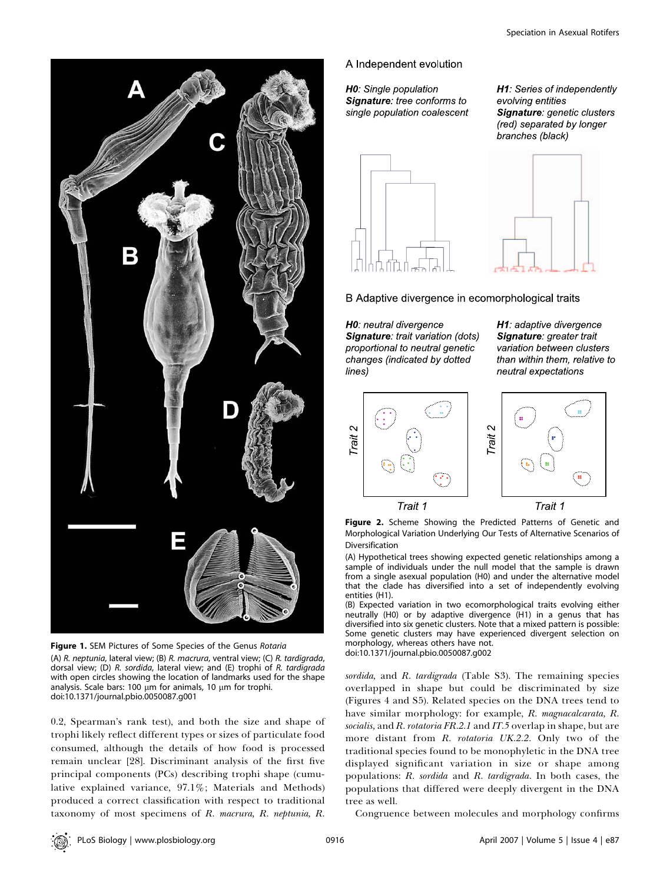**Figure 1.** SEM Pictures of Some Species of the Genus *Rotaria*

(A) *R. neptunia*, lateral view; (B) *R. macrura*, ventral view; (C) *R. tardigrada*, dorsal view; (D) *R. sordida*, lateral view; and (E) trophi of *R. tardigrada* with open circles showing the location of landmarks used for the shape analysis. Scale bars: 100 μm for animals, 10 μm for trophi.
doi:10.1371/journal.pbio.0050087.g001

**Figure 2.** Scheme Showing the Predicted Patterns of Genetic and Morphological Variation Underlying Our Tests of Alternative Scenarios of Diversification

(A) Hypothetical trees showing expected genetic relationships among a sample of individuals under the null model that the sample is drawn from a single asexual population (H0) and under the alternative model that the clade has diversified into a set of independently evolving entities (H1).

(B) Expected variation in two ecomorphological traits evolving either neutrally (H0) or by adaptive divergence (H1) in a genus that has diversified into six genetic clusters. Note that a mixed pattern is possible: Some genetic clusters may have experienced divergent selection on morphology, whereas others have not.
doi:10.1371/journal.pbio.0050087.g002

0.2, Spearman's rank test), and both the size and shape of trophi likely reflect different types or sizes of particulate food consumed, although the details of how food is processed remain unclear [28]. Discriminant analysis of the first five principal components (PCs) describing trophi shape (cumulative explained variance, 97.1%; Materials and Methods) produced a correct classification with respect to traditional taxonomy of most specimens of *R. macrura, R. neptunia, R. sordida,* and *R. tardigrada* (Table S3). The remaining species overlapped in shape but could be discriminated by size (Figures 4 and S5). Related species on the DNA trees tend to have similar morphology: for example, *R. magnacalcarata, R. socialis,* and *R. rotatoria FR.2.1* and *IT.5* overlap in shape, but are more distant from *R. rotatoria UK.2.2*. Only two of the traditional species found to be monophyletic in the DNA tree displayed significant variation in size or shape among populations: *R. sordida* and *R. tardigrada*. In both cases, the populations that differed were deeply divergent in the DNA tree as well.

Congruence between molecules and morphology confirms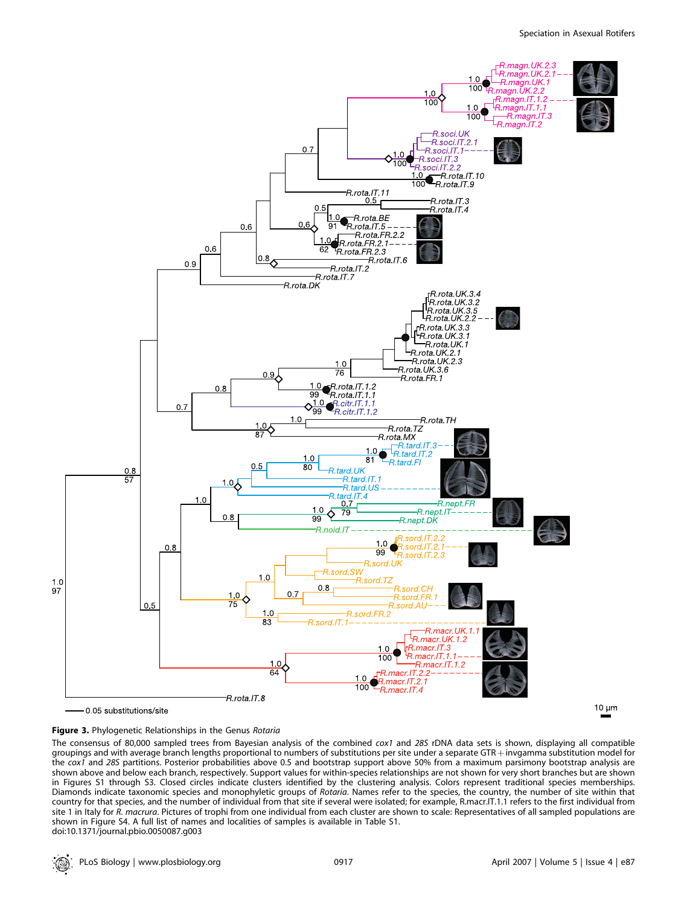**Figure 3.** Phylogenetic Relationships in the Genus *Rotaria*

The consensus of 80,000 sampled trees from Bayesian analysis of the combined *cox1* and *28S* rDNA data sets is shown, displaying all compatible groupings and with average branch lengths proportional to numbers of substitutions per site under a separate GTR + invgamma substitution model for the *cox1* and *28S* partitions. Posterior probabilities above 0.5 and bootstrap support above 50% from a maximum parsimony bootstrap analysis are shown above and below each branch, respectively. Support values for within-species relationships are not shown for very short branches but are shown in Figures S1 through S3. Closed circles indicate clusters identified by the clustering analysis. Colors represent traditional species memberships. Diamonds indicate taxonomic species and monophyletic groups of *Rotaria*. Names refer to the species, the country, the number of site within that country for that species, and the number of individual from that site if several were isolated; for example, R.macr.IT.1.1 refers to the first individual from site 1 in Italy for *R. macrura*. Pictures of trophi from one individual from each cluster are shown to scale: Representatives of all sampled populations are shown in Figure S4. A full list of names and localities of samples is available in Table S1.

doi:10.1371/journal.pbio.0050087.g003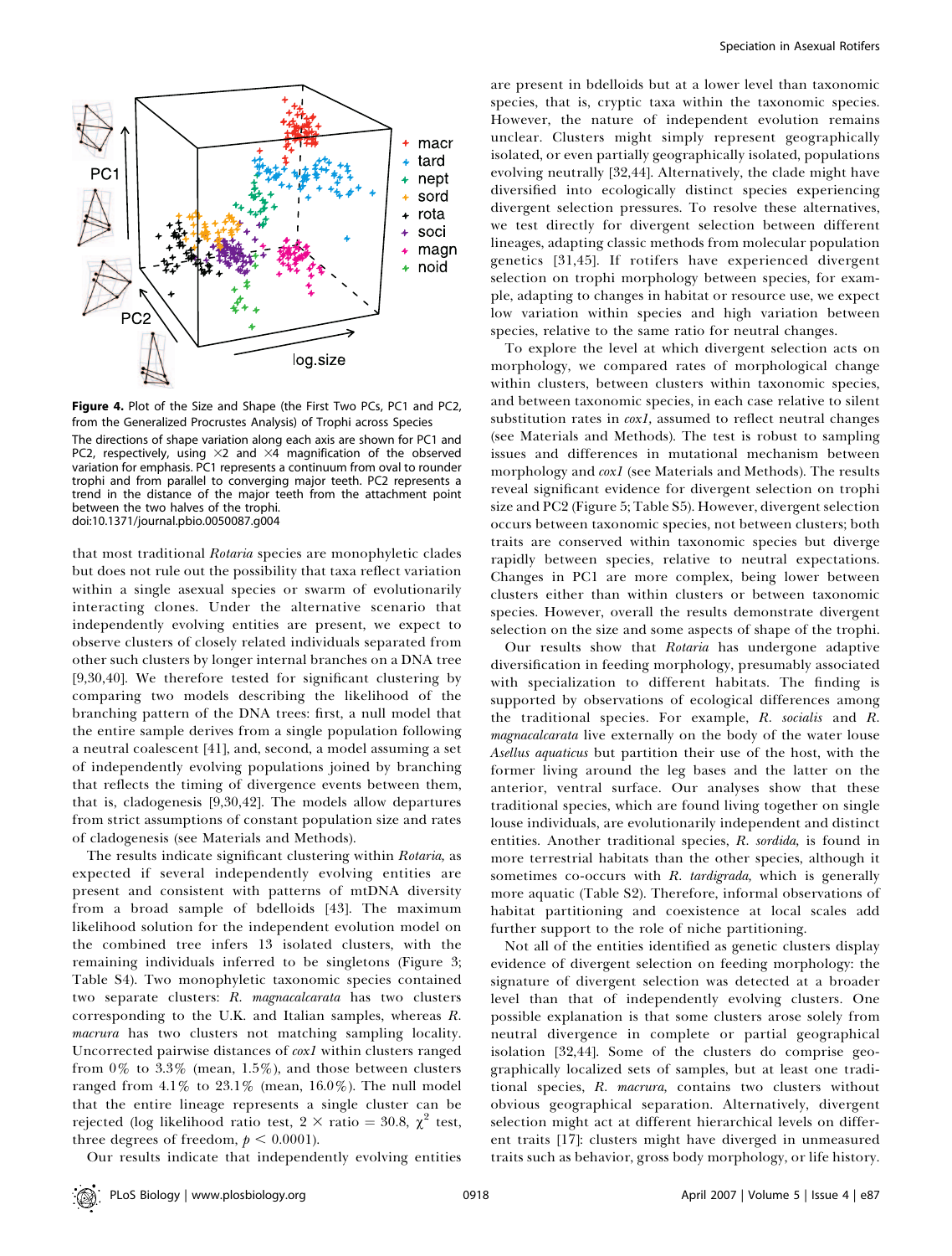**Figure 4.** Plot of the Size and Shape (the First Two PCs, PC1 and PC2, from the Generalized Procrustes Analysis) of Trophi across Species

The directions of shape variation along each axis are shown for PC1 and PC2, respectively, using ×2 and ×4 magnification of the observed variation for emphasis. PC1 represents a continuum from oval to rounder trophi and from parallel to converging major teeth. PC2 represents a trend in the distance of the major teeth from the attachment point between the two halves of the trophi.
doi:10.1371/journal.pbio.0050087.g004

that most traditional *Rotaria* species are monophyletic clades but does not rule out the possibility that taxa reflect variation within a single asexual species or swarm of evolutionarily interacting clones. Under the alternative scenario that independently evolving entities are present, we expect to observe clusters of closely related individuals separated from other such clusters by longer internal branches on a DNA tree [9,30,40]. We therefore tested for significant clustering by comparing two models describing the likelihood of the branching pattern of the DNA trees: first, a null model that the entire sample derives from a single population following a neutral coalescent [41], and, second, a model assuming a set of independently evolving populations joined by branching that reflects the timing of divergence events between them, that is, cladogenesis [9,30,42]. The models allow departures from strict assumptions of constant population size and rates of cladogenesis (see Materials and Methods).

The results indicate significant clustering within *Rotaria*, as expected if several independently evolving entities are present and consistent with patterns of mtDNA diversity from a broad sample of bdelloids [43]. The maximum likelihood solution for the independent evolution model on the combined tree infers 13 isolated clusters, with the remaining individuals inferred to be singletons (Figure 3; Table S4). Two monophyletic taxonomic species contained two separate clusters: *R. magnacalcarata* has two clusters corresponding to the U.K. and Italian samples, whereas *R. macrura* has two clusters not matching sampling locality. Uncorrected pairwise distances of *cox1* within clusters ranged from 0% to 3.3% (mean, 1.5%), and those between clusters ranged from 4.1% to 23.1% (mean, 16.0%). The null model that the entire lineage represents a single cluster can be rejected (log likelihood ratio test, $2 \times$ ratio $= 30.8$, $\chi^2$ test, three degrees of freedom, $p < 0.0001$).

Our results indicate that independently evolving entities are present in bdelloids but at a lower level than taxonomic species, that is, cryptic taxa within the taxonomic species. However, the nature of independent evolution remains unclear. Clusters might simply represent geographically isolated, or even partially geographically isolated, populations evolving neutrally [32,44]. Alternatively, the clade might have diversified into ecologically distinct species experiencing divergent selection pressures. To resolve these alternatives, we test directly for divergent selection between different lineages, adapting classic methods from molecular population genetics [31,45]. If rotifers have experienced divergent selection on trophi morphology between species, for example, adapting to changes in habitat or resource use, we expect low variation within species and high variation between species, relative to the same ratio for neutral changes.

To explore the level at which divergent selection acts on morphology, we compared rates of morphological change within clusters, between clusters within taxonomic species, and between taxonomic species, in each case relative to silent substitution rates in *cox1*, assumed to reflect neutral changes (see Materials and Methods). The test is robust to sampling issues and differences in mutational mechanism between morphology and *cox1* (see Materials and Methods). The results reveal significant evidence for divergent selection on trophi size and PC2 (Figure 5; Table S5). However, divergent selection occurs between taxonomic species, not between clusters; both traits are conserved within taxonomic species but diverge rapidly between species, relative to neutral expectations. Changes in PC1 are more complex, being lower between clusters either than within clusters or between taxonomic species. However, overall the results demonstrate divergent selection on the size and some aspects of shape of the trophi.

Our results show that *Rotaria* has undergone adaptive diversification in feeding morphology, presumably associated with specialization to different habitats. The finding is supported by observations of ecological differences among the traditional species. For example, *R. socialis* and *R. magnacalcarata* live externally on the body of the water louse *Asellus aquaticus* but partition their use of the host, with the former living around the leg bases and the latter on the anterior, ventral surface. Our analyses show that these traditional species, which are found living together on single louse individuals, are evolutionarily independent and distinct entities. Another traditional species, *R. sordida*, is found in more terrestrial habitats than the other species, although it sometimes co-occurs with *R. tardigrada*, which is generally more aquatic (Table S2). Therefore, informal observations of habitat partitioning and coexistence at local scales add further support to the role of niche partitioning.

Not all of the entities identified as genetic clusters display evidence of divergent selection on feeding morphology: the signature of divergent selection was detected at a broader level than that of independently evolving clusters. One possible explanation is that some clusters arose solely from neutral divergence in complete or partial geographical isolation [32,44]. Some of the clusters do comprise geographically localized sets of samples, but at least one traditional species, *R. macrura*, contains two clusters without obvious geographical separation. Alternatively, divergent selection might act at different hierarchical levels on different traits [17]: clusters might have diverged in unmeasured traits such as behavior, gross body morphology, or life history.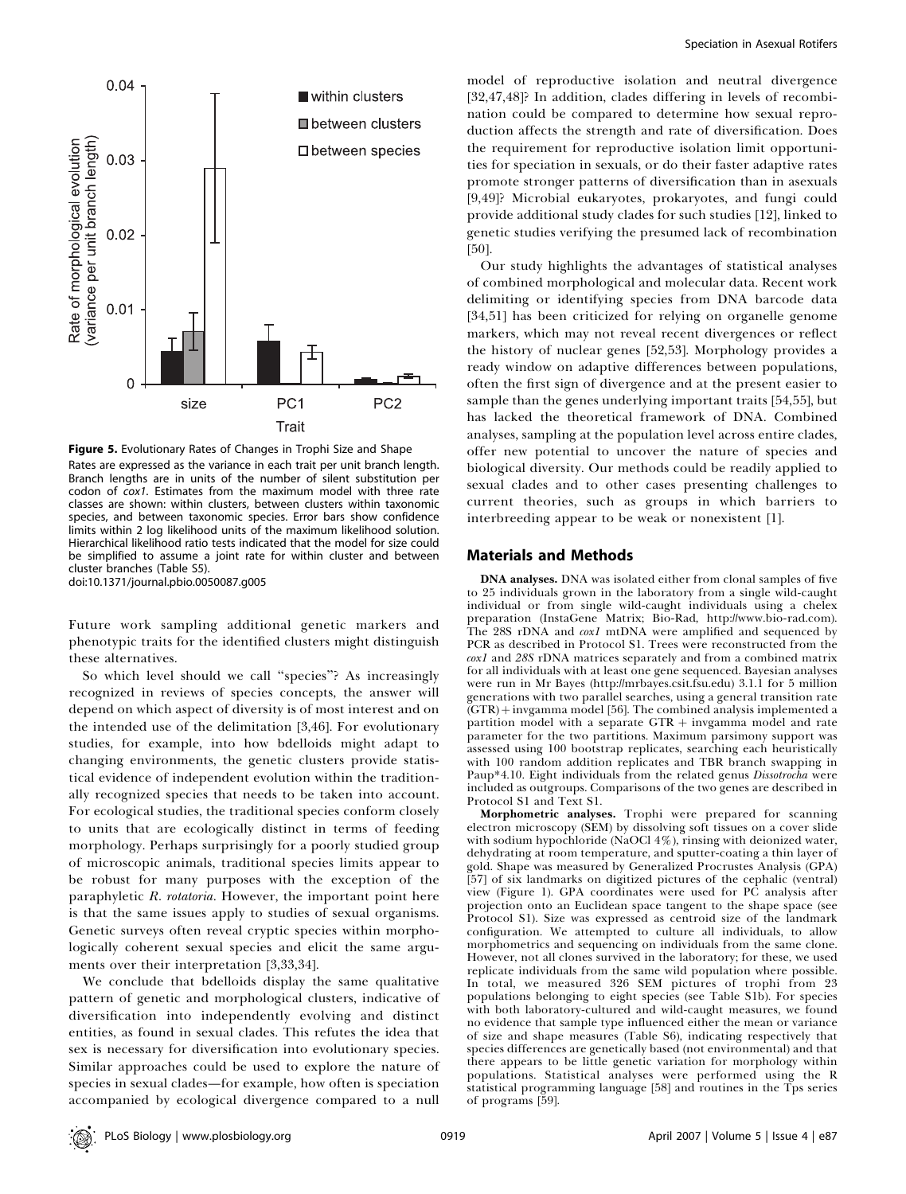**Figure 5.** Evolutionary Rates of Changes in Trophi Size and Shape

Rates are expressed as the variance in each trait per unit branch length. Branch lengths are in units of the number of silent substitution per codon of *cox1*. Estimates from the maximum model with three rate classes are shown: within clusters, between clusters within taxonomic species, and between taxonomic species. Error bars show confidence limits within 2 log likelihood units of the maximum likelihood solution. Hierarchical likelihood ratio tests indicated that the model for size could be simplified to assume a joint rate for within cluster and between cluster branches (Table S5).

doi:10.1371/journal.pbio.0050087.g005

Future work sampling additional genetic markers and phenotypic traits for the identified clusters might distinguish these alternatives.

So which level should we call "species"? As increasingly recognized in reviews of species concepts, the answer will depend on which aspect of diversity is of most interest and on the intended use of the delimitation [3,46]. For evolutionary studies, for example, into how bdelloids might adapt to changing environments, the genetic clusters provide statistical evidence of independent evolution within the traditionally recognized species that needs to be taken into account. For ecological studies, the traditional species conform closely to units that are ecologically distinct in terms of feeding morphology. Perhaps surprisingly for a poorly studied group of microscopic animals, traditional species limits appear to be robust for many purposes with the exception of the paraphyletic *R. rotatoria*. However, the important point here is that the same issues apply to studies of sexual organisms. Genetic surveys often reveal cryptic species within morphologically coherent sexual species and elicit the same arguments over their interpretation [3,33,34].

We conclude that bdelloids display the same qualitative pattern of genetic and morphological clusters, indicative of diversification into independently evolving and distinct entities, as found in sexual clades. This refutes the idea that sex is necessary for diversification into evolutionary species. Similar approaches could be used to explore the nature of species in sexual clades—for example, how often is speciation accompanied by ecological divergence compared to a null model of reproductive isolation and neutral divergence [32,47,48]? In addition, clades differing in levels of recombination could be compared to determine how sexual reproduction affects the strength and rate of diversification. Does the requirement for reproductive isolation limit opportunities for speciation in sexuals, or do their faster adaptive rates promote stronger patterns of diversification than in asexuals [9,49]? Microbial eukaryotes, prokaryotes, and fungi could provide additional study clades for such studies [12], linked to genetic studies verifying the presumed lack of recombination [50].

Our study highlights the advantages of statistical analyses of combined morphological and molecular data. Recent work delimiting or identifying species from DNA barcode data [34,51] has been criticized for relying on organelle genome markers, which may not reveal recent divergences or reflect the history of nuclear genes [52,53]. Morphology provides a ready window on adaptive differences between populations, often the first sign of divergence and at the present easier to sample than the genes underlying important traits [54,55], but has lacked the theoretical framework of DNA. Combined analyses, sampling at the population level across entire clades, offer new potential to uncover the nature of species and biological diversity. Our methods could be readily applied to sexual clades and to other cases presenting challenges to current theories, such as groups in which barriers to interbreeding appear to be weak or nonexistent [1].

## Materials and Methods

**DNA analyses.** DNA was isolated either from clonal samples of five to 25 individuals grown in the laboratory from a single wild-caught individual or from single wild-caught individuals using a chelex preparation (InstaGene Matrix; Bio-Rad, http://www.bio-rad.com). The 28S rDNA and *cox1* mtDNA were amplified and sequenced by PCR as described in Protocol S1. Trees were reconstructed from the *cox1* and *28S* rDNA matrices separately and from a combined matrix for all individuals with at least one gene sequenced. Bayesian analyses were run in Mr Bayes (http://mrbayes.csit.fsu.edu) 3.1.1 for 5 million generations with two parallel searches, using a general transition rate (GTR) + invgamma model [56]. The combined analysis implemented a partition model with a separate GTR + invgamma model and rate parameter for the two partitions. Maximum parsimony support was assessed using 100 bootstrap replicates, searching each heuristically with 100 random addition replicates and TBR branch swapping in Paup*4.10. Eight individuals from the related genus *Dissotrocha* were included as outgroups. Comparisons of the two genes are described in Protocol S1 and Text S1.

**Morphometric analyses.** Trophi were prepared for scanning electron microscopy (SEM) by dissolving soft tissues on a cover slide with sodium hypochloride (NaOCl 4%), rinsing with deionized water, dehydrating at room temperature, and sputter-coating a thin layer of gold. Shape was measured by Generalized Procrustes Analysis (GPA) [57] of six landmarks on digitized pictures of the cephalic (ventral) view (Figure 1). GPA coordinates were used for PC analysis after projection onto an Euclidean space tangent to the shape space (see Protocol S1). Size was expressed as centroid size of the landmark configuration. We attempted to culture all individuals, to allow morphometrics and sequencing on individuals from the same clone. However, not all clones survived in the laboratory; for these, we used replicate individuals from the same wild population where possible. In total, we measured 326 SEM pictures of trophi from 23 populations belonging to eight species (see Table S1b). For species with both laboratory-cultured and wild-caught measures, we found no evidence that sample type influenced either the mean or variance of size and shape measures (Table S6), indicating respectively that species differences are genetically based (not environmental) and that there appears to be little genetic variation for morphology within populations. Statistical analyses were performed using the R statistical programming language [58] and routines in the Tps series of programs [59].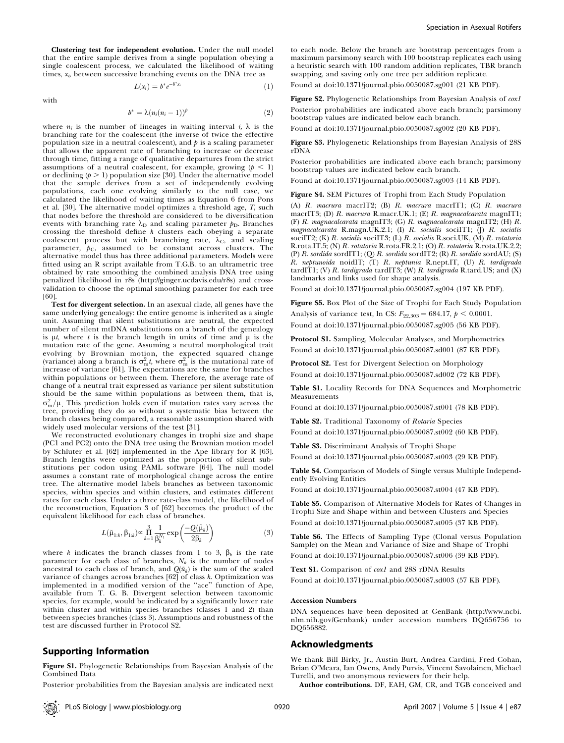**Clustering test for independent evolution.** Under the null model that the entire sample derives from a single population obeying a single coalescent process, we calculated the likelihood of waiting times, $x_i$, between successive branching events on the DNA tree as

$$L(x_i) = b^* e^{-b^* x_i} \quad (1)$$

with

$$b^* = \lambda(n_i(n_i - 1))^p \quad (2)$$

where $n_i$ is the number of lineages in waiting interval $i$, $\lambda$ is the branching rate for the coalescent (the inverse of twice the effective population size in a neutral coalescent), and $p$ is a scaling parameter that allows the apparent rate of branching to increase or decrease through time, fitting a range of qualitative departures from the strict assumptions of a neutral coalescent, for example, growing ($p < 1$) or declining ($p > 1$) population size [30]. Under the alternative model that the sample derives from a set of independently evolving populations, each one evolving similarly to the null case, we calculated the likelihood of waiting times as Equation 6 from Pons et al. [30]. The alternative model optimizes a threshold age, $T$, such that nodes before the threshold are considered to be diversification events with branching rate $\lambda_D$ and scaling parameter $p_D$. Branches crossing the threshold define $k$ clusters each obeying a separate coalescent process but with branching rate, $\lambda_C$, and scaling parameter, $p_C$, assumed to be constant across clusters. The alternative model thus has three additional parameters. Models were fitted using an R script available from T.G.B. to an ultrametric tree obtained by rate smoothing the combined analysis DNA tree using penalized likelihood in r8s (http://ginger.ucdavis.edu/r8s) and cross-validation to choose the optimal smoothing parameter for each tree [60].

**Test for divergent selection.** In an asexual clade, all genes have the same underlying genealogy: the entire genome is inherited as a single unit. Assuming that silent substitutions are neutral, the expected number of silent mtDNA substitutions on a branch of the genealogy is $\mu t$, where $t$ is the branch length in units of time and $\mu$ is the mutation rate of the gene. Assuming a neutral morphological trait evolving by Brownian motion, the expected squared change (variance) along a branch is $\sigma_m^2 t$, where $\sigma_m^2$ is the mutational rate of increase of variance [61]. The expectations are the same for branches within populations or between them. Therefore, the average rate of change of a neutral trait expressed as variance per silent substitution should be the same within populations as between them, that is, $\sigma_m^2/\mu$. This prediction holds even if mutation rates vary across the tree, providing they do so without a systematic bias between the branch classes being compared, a reasonable assumption shared with widely used molecular versions of the test [31].

We reconstructed evolutionary changes in trophi size and shape (PC1 and PC2) onto the DNA tree using the Brownian motion model by Schluter et al. [62] implemented in the Ape library for R [63]. Branch lengths were optimized as the proportion of silent substitutions per codon using PAML software [64]. The null model assumes a constant rate of morphological change across the entire tree. The alternative model labels branches as between taxonomic species, within species and within clusters, and estimates different rates for each class. Under a three rate-class model, the likelihood of the reconstruction, Equation 3 of [62] becomes the product of the equivalent likelihood for each class of branches.

$$L(\bar{\mu}_{1:k}, \beta_{1:k}) \propto \prod_{k=1}^{3} \frac{1}{\beta_k^{N_1}} \exp\left(\frac{-Q(\bar{\mu}_k)}{2\beta_k}\right) \quad (3)$$

where $k$ indicates the branch classes from 1 to 3, $\beta_k$ is the rate parameter for each class of branches, $N_k$ is the number of nodes ancestral to each class of branch, and $Q(\bar{u}_k)$ is the sum of the scaled variance of changes across branches [62] of class $k$. Optimization was implemented in a modified version of the "ace" function of Ape, available from T. G. B. Divergent selection between taxonomic species, for example, would be indicated by a significantly lower rate within cluster and within species branches (classes 1 and 2) than between species branches (class 3). Assumptions and robustness of the test are discussed further in Protocol S2.

## Supporting Information

**Figure S1.** Phylogenetic Relationships from Bayesian Analysis of the Combined Data

Posterior probabilities from the Bayesian analysis are indicated next to each node. Below the branch are bootstrap percentages from a maximum parsimony search with 100 bootstrap replicates each using a heuristic search with 100 random addition replicates, TBR branch swapping, and saving only one tree per addition replicate.

Found at doi:10.1371/journal.pbio.0050087.sg001 (21 KB PDF).

**Figure S2.** Phylogenetic Relationships from Bayesian Analysis of *cox1*

Posterior probabilities are indicated above each branch; parsimony bootstrap values are indicated below each branch.

Found at doi:10.1371/journal.pbio.0050087.sg002 (20 KB PDF).

**Figure S3.** Phylogenetic Relationships from Bayesian Analysis of 28S rDNA

Posterior probabilities are indicated above each branch; parsimony bootstrap values are indicated below each branch.

Found at doi:10.1371/journal.pbio.0050087.sg003 (14 KB PDF).

**Figure S4.** SEM Pictures of Trophi from Each Study Population

(A) *R. macrura* macrIT2; (B) *R. macrura* macrIT1; (C) *R. macrura* macrIT3; (D) *R. macrura* R.macr.UK.1; (E) *R. magnacalcarata* magnIT1; (F) *R. magnacalcarata* magnIT3; (G) *R. magnacalcarata* magnIT2; (H) *R. magnacalcarata* R.magn.UK.2.1; (I) *R. socialis* sociIT1; (J) *R. socialis* sociIT2; (K) *R. socialis* sociIT3; (L) *R. socialis* R.soci.UK, (M) *R. rotatoria* R.rota.IT.5; (N) *R. rotatoria* R.rota.FR.2.1; (O) *R. rotatoria* R.rota.UK.2.2; (P) *R. sordida* sordIT1; (Q) *R. sordida* sordIT2; (R) *R. sordida* sordAU; (S) *R. neptunoida* noidIT; (T) *R. neptunia* R.nept.IT, (U) *R. tardigrada* tardIT1; (V) *R. tardigrada* tardIT3; (W) *R. tardigrada* R.tard.US; and (X) landmarks and links used for shape analysis.

Found at doi:10.1371/journal.pbio.0050087.sg004 (197 KB PDF).

**Figure S5.** Box Plot of the Size of Trophi for Each Study Population

Analysis of variance test, ln CS: $F_{22,303} = 684.17$, $p < 0.0001$.

Found at doi:10.1371/journal.pbio.0050087.sg005 (56 KB PDF).

**Protocol S1.** Sampling, Molecular Analyses, and Morphometrics

Found at doi:10.1371/journal.pbio.0050087.sd001 (87 KB PDF).

**Protocol S2.** Test for Divergent Selection on Morphology

Found at doi:10.1371/journal.pbio.0050087.sd002 (72 KB PDF).

**Table S1.** Locality Records for DNA Sequences and Morphometric Measurements

Found at doi:10.1371/journal.pbio.0050087.st001 (78 KB PDF).

**Table S2.** Traditional Taxonomy of *Rotaria* Species

Found at doi:10.1371/journal.pbio.0050087.st002 (60 KB PDF).

**Table S3.** Discriminant Analysis of Trophi Shape

Found at doi:10.1371/journal.pbio.0050087.st003 (29 KB PDF).

**Table S4.** Comparison of Models of Single versus Multiple Independently Evolving Entities

Found at doi:10.1371/journal.pbio.0050087.st004 (47 KB PDF).

**Table S5.** Comparison of Alternative Models for Rates of Changes in Trophi Size and Shape within and between Clusters and Species

Found at doi:10.1371/journal.pbio.0050087.st005 (37 KB PDF).

**Table S6.** The Effects of Sampling Type (Clonal versus Population Sample) on the Mean and Variance of Size and Shape of Trophi

Found at doi:10.1371/journal.pbio.0050087.st006 (39 KB PDF).

**Text S1.** Comparison of *cox1* and 28S rDNA Results

Found at doi:10.1371/journal.pbio.0050087.sd003 (57 KB PDF).

### Accession Numbers

DNA sequences have been deposited at GenBank (http://www.ncbi.nlm.nih.gov/Genbank) under accession numbers DQ656756 to DQ656882.

## Acknowledgments

We thank Bill Birky, Jr., Austin Burt, Andrea Cardini, Fred Cohan, Brian O'Meara, Ian Owens, Andy Purvis, Vincent Savolainen, Michael Turelli, and two anonymous reviewers for their help.

**Author contributions.** DF, EAH, GM, CR, and TGB conceived and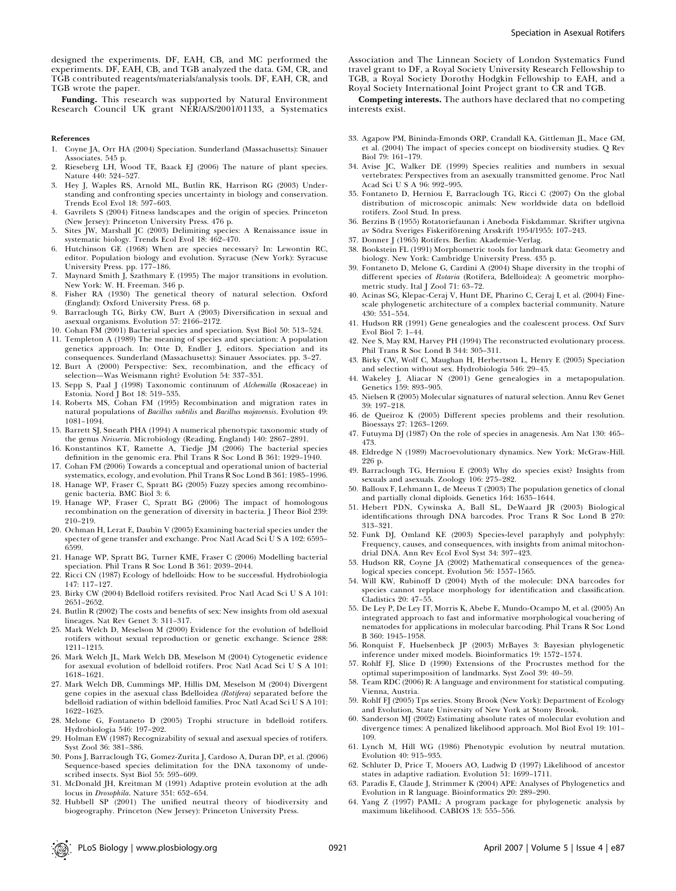designed the experiments. DF, EAH, CB, and MC performed the experiments. DF, EAH, CB, and TGB analyzed the data. GM, CR, and TGB contributed reagents/materials/analysis tools. DF, EAH, CR, and TGB wrote the paper.

**Funding.** This research was supported by Natural Environment Research Council UK grant NER/A/S/2001/01133, a Systematics Association and The Linnean Society of London Systematics Fund travel grant to DF, a Royal Society University Research Fellowship to TGB, a Royal Society Dorothy Hodgkin Fellowship to EAH, and a Royal Society International Joint Project grant to CR and TGB.

**Competing interests.** The authors have declared that no competing interests exist.

## References

1. Coyne JA, Orr HA (2004) Speciation. Sunderland (Massachusetts): Sinauer Associates. 545 p.
2. Rieseberg LH, Wood TE, Baack EJ (2006) The nature of plant species. Nature 440: 524–527.
3. Hey J, Waples RS, Arnold ML, Butlin RK, Harrison RG (2003) Understanding and confronting species uncertainty in biology and conservation. Trends Ecol Evol 18: 597–603.
4. Gavrilets S (2004) Fitness landscapes and the origin of species. Princeton (New Jersey): Princeton University Press. 476 p.
5. Sites JW, Marshall JC (2003) Delimiting species: A Renaissance issue in systematic biology. Trends Ecol Evol 18: 462–470.
6. Hutchinson GE (1968) When are species necessary? In: Lewontin RC, editor. Population biology and evolution. Syracuse (New York): Syracuse University Press. pp. 177–186.
7. Maynard Smith J, Szathmary E (1995) The major transitions in evolution. New York: W. H. Freeman. 346 p.
8. Fisher RA (1930) The genetical theory of natural selection. Oxford (England): Oxford University Press. 68 p.
9. Barraclough TG, Birky CW, Burt A (2003) Diversification in sexual and asexual organisms. Evolution 57: 2166–2172.
10. Cohan FM (2001) Bacterial species and speciation. Syst Biol 50: 513–524.
11. Templeton A (1989) The meaning of species and speciation: A population genetics approach. In: Otte D, Endler J, editors. Speciation and its consequences. Sunderland (Massachusetts): Sinauer Associates. pp. 3–27.
12. Burt A (2000) Perspective: Sex, recombination, and the efficacy of selection—Was Weismann right? Evolution 54: 337–351.
13. Sepp S, Paal J (1998) Taxonomic continuum of *Alchemilla* (Rosaceae) in Estonia. Nord J Bot 18: 519–535.
14. Roberts MS, Cohan FM (1995) Recombination and migration rates in natural populations of *Bacillus subtilis* and *Bacillus mojavensis*. Evolution 49: 1081–1094.
15. Barrett SJ, Sneath PHA (1994) A numerical phenotypic taxonomic study of the genus *Neisseria*. Microbiology (Reading, England) 140: 2867–2891.
16. Konstantinos KT, Ramette A, Tiedje JM (2006) The bacterial species definition in the genomic era. Phil Trans R Soc Lond B 361: 1929–1940.
17. Cohan FM (2006) Towards a conceptual and operational union of bacterial systematics, ecology, and evolution. Phil Trans R Soc Lond B 361: 1985–1996.
18. Hanage WP, Fraser C, Spratt BG (2005) Fuzzy species among recombinogenic bacteria. BMC Biol 3: 6.
19. Hanage WP, Fraser C, Spratt BG (2006) The impact of homologous recombination on the generation of diversity in bacteria. J Theor Biol 239: 210–219.
20. Ochman H, Lerat E, Daubin V (2005) Examining bacterial species under the specter of gene transfer and exchange. Proc Natl Acad Sci U S A 102: 6595–6599.
21. Hanage WP, Spratt BG, Turner KME, Fraser C (2006) Modelling bacterial speciation. Phil Trans R Soc Lond B 361: 2039–2044.
22. Ricci CN (1987) Ecology of bdelloids: How to be successful. Hydrobiologia 147: 117–127.
23. Birky CW (2004) Bdelloid rotifers revisited. Proc Natl Acad Sci U S A 101: 2651–2652.
24. Butlin R (2002) The costs and benefits of sex: New insights from old asexual lineages. Nat Rev Genet 3: 311–317.
25. Mark Welch D, Meselson M (2000) Evidence for the evolution of bdelloid rotifers without sexual reproduction or genetic exchange. Science 288: 1211–1215.
26. Mark Welch JL, Mark Welch DB, Meselson M (2004) Cytogenetic evidence for asexual evolution of bdelloid rotifers. Proc Natl Acad Sci U S A 101: 1618–1621.
27. Mark Welch DB, Cummings MP, Hillis DM, Meselson M (2004) Divergent gene copies in the asexual class Bdelloidea *(Rotifera)* separated before the bdelloid radiation of within bdelloid families. Proc Natl Acad Sci U S A 101: 1622–1625.
28. Melone G, Fontaneto D (2005) Trophi structure in bdelloid rotifers. Hydrobiologia 546: 197–202.
29. Holman EW (1987) Recognizability of sexual and asexual species of rotifers. Syst Zool 36: 381–386.
30. Pons J, Barraclough TG, Gomez-Zurita J, Cardoso A, Duran DP, et al. (2006) Sequence-based species delimitation for the DNA taxonomy of undescribed insects. Syst Biol 55: 595–609.
31. McDonald JH, Kreitman M (1991) Adaptive protein evolution at the adh locus in *Drosophila*. Nature 351: 652–654.
32. Hubbell SP (2001) The unified neutral theory of biodiversity and biogeography. Princeton (New Jersey): Princeton University Press.
33. Agapow PM, Bininda-Emonds ORP, Crandall KA, Gittleman JL, Mace GM, et al. (2004) The impact of species concept on biodiversity studies. Q Rev Biol 79: 161–179.
34. Avise JC, Walker DE (1999) Species realities and numbers in sexual vertebrates: Perspectives from an asexually transmitted genome. Proc Natl Acad Sci U S A 96: 992–995.
35. Fontaneto D, Herniou E, Barraclough TG, Ricci C (2007) On the global distribution of microscopic animals: New worldwide data on bdelloid rotifers. Zool Stud. In press.
36. Berzins B (1955) Rotatoriefaunan i Aneboda Fiskdammar. Skrifter utgivna av Södra Sveriges Fiskeriförening Arsskrift 1954/1955: 107–243.
37. Donner J (1965) Rotifers. Berlin: Akademie-Verlag.
38. Bookstein FL (1991) Morphometric tools for landmark data: Geometry and biology. New York: Cambridge University Press. 435 p.
39. Fontaneto D, Melone G, Cardini A (2004) Shape diversity in the trophi of different species of *Rotaria* (Rotifera, Bdelloidea): A geometric morphometric study. Ital J Zool 71: 63–72.
40. Acinas SG, Klepac-Ceraj V, Hunt DE, Pharino C, Ceraj I, et al. (2004) Fine-scale phylogenetic architecture of a complex bacterial community. Nature 430: 551–554.
41. Hudson RR (1991) Gene genealogies and the coalescent process. Oxf Surv Evol Biol 7: 1–44.
42. Nee S, May RM, Harvey PH (1994) The reconstructed evolutionary process. Phil Trans R Soc Lond B 344: 305–311.
43. Birky CW, Wolf C, Maughan H, Herbertson L, Henry E (2005) Speciation and selection without sex. Hydrobiologia 546: 29–45.
44. Wakeley J, Aliacar N (2001) Gene genealogies in a metapopulation. Genetics 159: 893–905.
45. Nielsen R (2005) Molecular signatures of natural selection. Annu Rev Genet 39: 197–218.
46. de Queiroz K (2005) Different species problems and their resolution. Bioessays 27: 1263–1269.
47. Futuyma DJ (1987) On the role of species in anagenesis. Am Nat 130: 465–473.
48. Eldredge N (1989) Macroevolutionary dynamics. New York: McGraw-Hill. 226 p.
49. Barraclough TG, Herniou E (2003) Why do species exist? Insights from sexuals and asexuals. Zoology 106: 275–282.
50. Balloux F, Lehmann L, de Meeus T (2003) The population genetics of clonal and partially clonal diploids. Genetics 164: 1635–1644.
51. Hebert PDN, Cywinska A, Ball SL, DeWaard JR (2003) Biological identifications through DNA barcodes. Proc Trans R Soc Lond B 270: 313–321.
52. Funk DJ, Omland KE (2003) Species-level paraphyly and polyphyly: Frequency, causes, and consequences, with insights from animal mitochondrial DNA. Ann Rev Ecol Evol Syst 34: 397–423.
53. Hudson RR, Coyne JA (2002) Mathematical consequences of the genealogical species concept. Evolution 56: 1557–1565.
54. Will KW, Rubinoff D (2004) Myth of the molecule: DNA barcodes for species cannot replace morphology for identification and classification. Cladistics 20: 47–55.
55. De Ley P, De Ley IT, Morris K, Abebe E, Mundo-Ocampo M, et al. (2005) An integrated approach to fast and informative morphological vouchering of nematodes for applications in molecular barcoding. Phil Trans R Soc Lond B 360: 1945–1958.
56. Ronquist F, Huelsenbeck JP (2003) MrBayes 3: Bayesian phylogenetic inference under mixed models. Bioinformatics 19: 1572–1574.
57. Rohlf FJ, Slice D (1990) Extensions of the Procrustes method for the optimal superimposition of landmarks. Syst Zool 39: 40–59.
58. Team RDC (2006) R: A language and environment for statistical computing. Vienna, Austria.
59. Rohlf FJ (2005) Tps series. Stony Brook (New York): Department of Ecology and Evolution, State University of New York at Stony Brook.
60. Sanderson MJ (2002) Estimating absolute rates of molecular evolution and divergence times: A penalized likelihood approach. Mol Biol Evol 19: 101–109.
61. Lynch M, Hill WG (1986) Phenotypic evolution by neutral mutation. Evolution 40: 915–935.
62. Schluter D, Price T, Mooers AO, Ludwig D (1997) Likelihood of ancestor states in adaptive radiation. Evolution 51: 1699–1711.
63. Paradis E, Claude J, Strimmer K (2004) APE: Analyses of Phylogenetics and Evolution in R language. Bioinformatics 20: 289–290.
64. Yang Z (1997) PAML: A program package for phylogenetic analysis by maximum likelihood. CABIOS 13: 555–556.